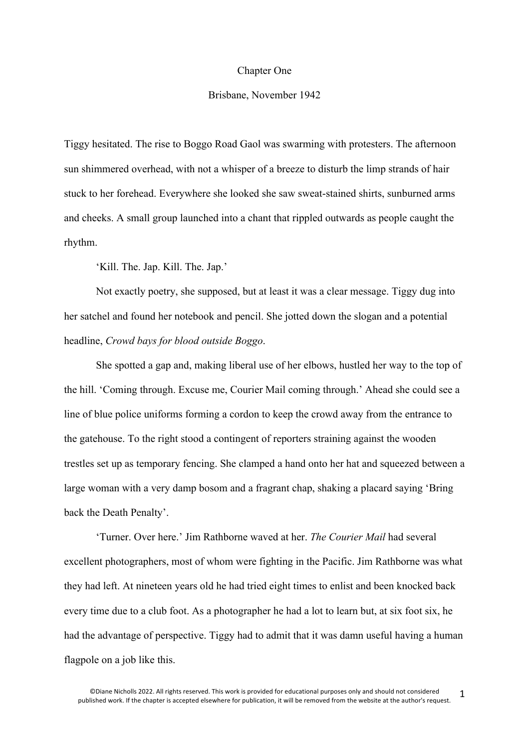# Chapter One

## Brisbane, November 1942

Tiggy hesitated. The rise to Boggo Road Gaol was swarming with protesters. The afternoon sun shimmered overhead, with not a whisper of a breeze to disturb the limp strands of hair stuck to her forehead. Everywhere she looked she saw sweat-stained shirts, sunburned arms and cheeks. A small group launched into a chant that rippled outwards as people caught the rhythm.

'Kill. The. Jap. Kill. The. Jap.'

Not exactly poetry, she supposed, but at least it was a clear message. Tiggy dug into her satchel and found her notebook and pencil. She jotted down the slogan and a potential headline, *Crowd bays for blood outside Boggo*.

She spotted a gap and, making liberal use of her elbows, hustled her way to the top of the hill. 'Coming through. Excuse me, Courier Mail coming through.' Ahead she could see a line of blue police uniforms forming a cordon to keep the crowd away from the entrance to the gatehouse. To the right stood a contingent of reporters straining against the wooden trestles set up as temporary fencing. She clamped a hand onto her hat and squeezed between a large woman with a very damp bosom and a fragrant chap, shaking a placard saying 'Bring back the Death Penalty'.

'Turner. Over here.' Jim Rathborne waved at her. *The Courier Mail* had several excellent photographers, most of whom were fighting in the Pacific. Jim Rathborne was what they had left. At nineteen years old he had tried eight times to enlist and been knocked back every time due to a club foot. As a photographer he had a lot to learn but, at six foot six, he had the advantage of perspective. Tiggy had to admit that it was damn useful having a human flagpole on a job like this.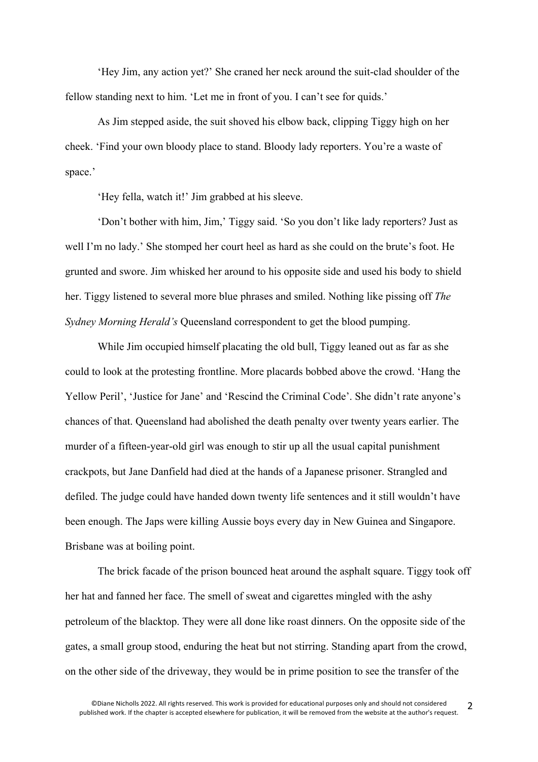'Hey Jim, any action yet?' She craned her neck around the suit-clad shoulder of the fellow standing next to him. 'Let me in front of you. I can't see for quids.'

As Jim stepped aside, the suit shoved his elbow back, clipping Tiggy high on her cheek. 'Find your own bloody place to stand. Bloody lady reporters. You're a waste of space.'

'Hey fella, watch it!' Jim grabbed at his sleeve.

'Don't bother with him, Jim,' Tiggy said. 'So you don't like lady reporters? Just as well I'm no lady.' She stomped her court heel as hard as she could on the brute's foot. He grunted and swore. Jim whisked her around to his opposite side and used his body to shield her. Tiggy listened to several more blue phrases and smiled. Nothing like pissing off *The Sydney Morning Herald's* Queensland correspondent to get the blood pumping.

While Jim occupied himself placating the old bull, Tiggy leaned out as far as she could to look at the protesting frontline. More placards bobbed above the crowd. 'Hang the Yellow Peril', 'Justice for Jane' and 'Rescind the Criminal Code'. She didn't rate anyone's chances of that. Queensland had abolished the death penalty over twenty years earlier. The murder of a fifteen-year-old girl was enough to stir up all the usual capital punishment crackpots, but Jane Danfield had died at the hands of a Japanese prisoner. Strangled and defiled. The judge could have handed down twenty life sentences and it still wouldn't have been enough. The Japs were killing Aussie boys every day in New Guinea and Singapore. Brisbane was at boiling point.

The brick facade of the prison bounced heat around the asphalt square. Tiggy took off her hat and fanned her face. The smell of sweat and cigarettes mingled with the ashy petroleum of the blacktop. They were all done like roast dinners. On the opposite side of the gates, a small group stood, enduring the heat but not stirring. Standing apart from the crowd, on the other side of the driveway, they would be in prime position to see the transfer of the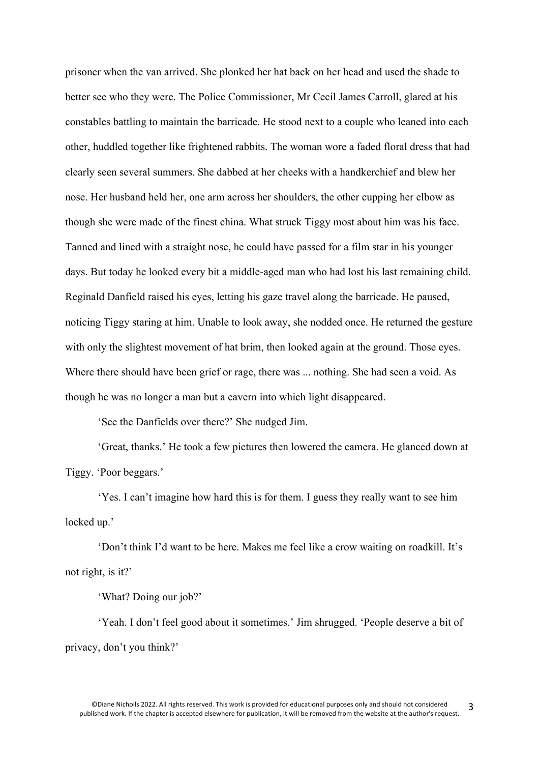prisoner when the van arrived. She plonked her hat back on her head and used the shade to better see who they were. The Police Commissioner, Mr Cecil James Carroll, glared at his constables battling to maintain the barricade. He stood next to a couple who leaned into each other, huddled together like frightened rabbits. The woman wore a faded floral dress that had clearly seen several summers. She dabbed at her cheeks with a handkerchief and blew her nose. Her husband held her, one arm across her shoulders, the other cupping her elbow as though she were made of the finest china. What struck Tiggy most about him was his face. Tanned and lined with a straight nose, he could have passed for a film star in his younger days. But today he looked every bit a middle-aged man who had lost his last remaining child. Reginald Danfield raised his eyes, letting his gaze travel along the barricade. He paused, noticing Tiggy staring at him. Unable to look away, she nodded once. He returned the gesture with only the slightest movement of hat brim, then looked again at the ground. Those eyes. Where there should have been grief or rage, there was ... nothing. She had seen a void. As though he was no longer a man but a cavern into which light disappeared.

'See the Danfields over there?' She nudged Jim.

'Great, thanks.' He took a few pictures then lowered the camera. He glanced down at Tiggy. 'Poor beggars.'

'Yes. I can't imagine how hard this is for them. I guess they really want to see him locked up.'

'Don't think I'd want to be here. Makes me feel like a crow waiting on roadkill. It's not right, is it?'

'What? Doing our job?'

'Yeah. I don't feel good about it sometimes.' Jim shrugged. 'People deserve a bit of privacy, don't you think?'

©Diane Nicholls 2022. All rights reserved. This work is provided for educational purposes only and should not considered published work. If the chapter is accepted elsewhere for publication, it will be removed from the website at the author's request.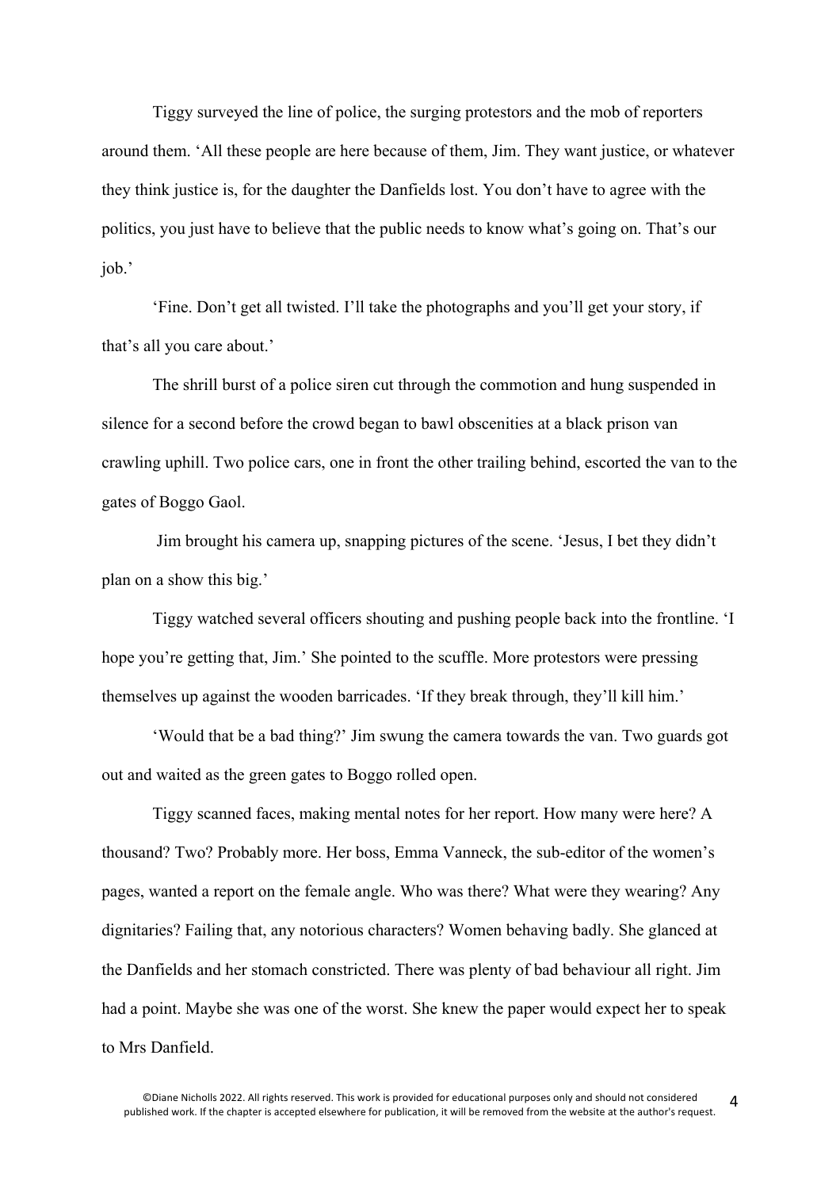Tiggy surveyed the line of police, the surging protestors and the mob of reporters around them. 'All these people are here because of them, Jim. They want justice, or whatever they think justice is, for the daughter the Danfields lost. You don't have to agree with the politics, you just have to believe that the public needs to know what's going on. That's our job.'

'Fine. Don't get all twisted. I'll take the photographs and you'll get your story, if that's all you care about.'

The shrill burst of a police siren cut through the commotion and hung suspended in silence for a second before the crowd began to bawl obscenities at a black prison van crawling uphill. Two police cars, one in front the other trailing behind, escorted the van to the gates of Boggo Gaol.

Jim brought his camera up, snapping pictures of the scene. 'Jesus, I bet they didn't plan on a show this big.'

Tiggy watched several officers shouting and pushing people back into the frontline. 'I hope you're getting that, Jim.' She pointed to the scuffle. More protestors were pressing themselves up against the wooden barricades. 'If they break through, they'll kill him.'

'Would that be a bad thing?' Jim swung the camera towards the van. Two guards got out and waited as the green gates to Boggo rolled open.

Tiggy scanned faces, making mental notes for her report. How many were here? A thousand? Two? Probably more. Her boss, Emma Vanneck, the sub-editor of the women's pages, wanted a report on the female angle. Who was there? What were they wearing? Any dignitaries? Failing that, any notorious characters? Women behaving badly. She glanced at the Danfields and her stomach constricted. There was plenty of bad behaviour all right. Jim had a point. Maybe she was one of the worst. She knew the paper would expect her to speak to Mrs Danfield.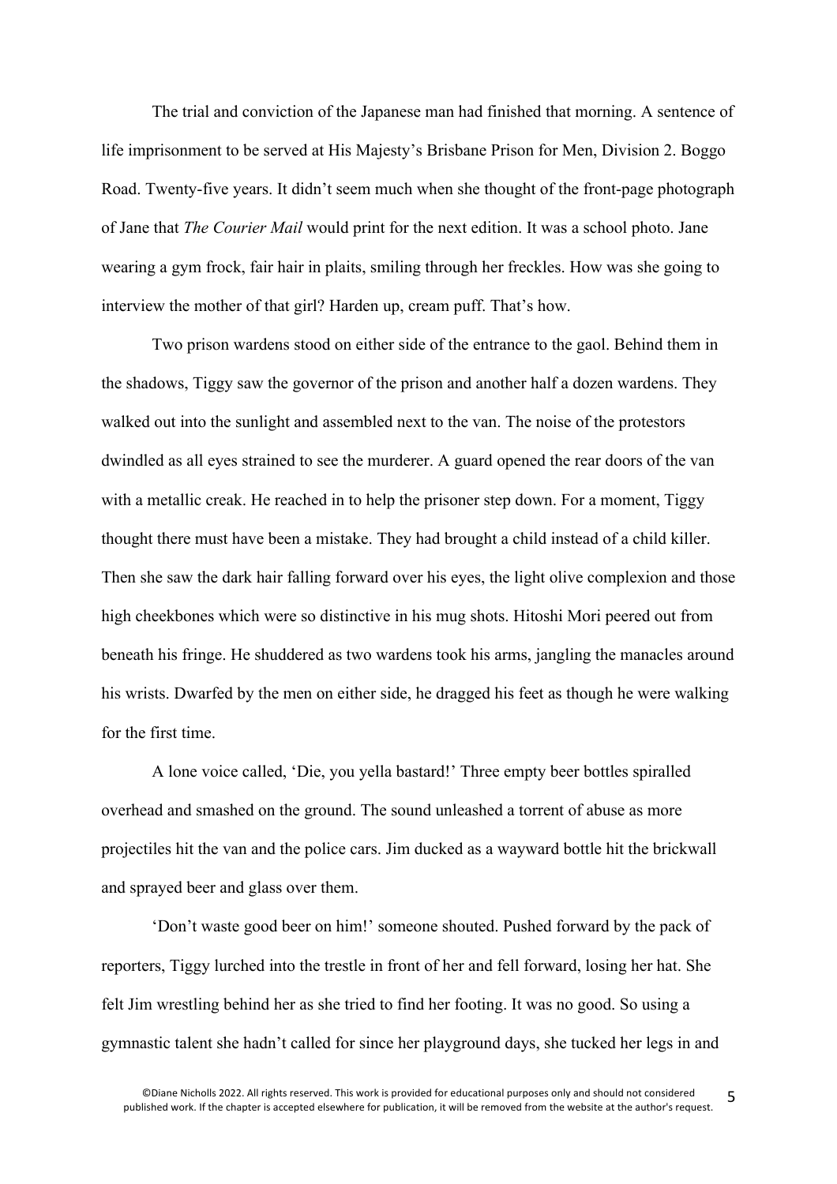The trial and conviction of the Japanese man had finished that morning. A sentence of life imprisonment to be served at His Majesty's Brisbane Prison for Men, Division 2. Boggo Road. Twenty-five years. It didn't seem much when she thought of the front-page photograph of Jane that *The Courier Mail* would print for the next edition. It was a school photo. Jane wearing a gym frock, fair hair in plaits, smiling through her freckles. How was she going to interview the mother of that girl? Harden up, cream puff. That's how.

Two prison wardens stood on either side of the entrance to the gaol. Behind them in the shadows, Tiggy saw the governor of the prison and another half a dozen wardens. They walked out into the sunlight and assembled next to the van. The noise of the protestors dwindled as all eyes strained to see the murderer. A guard opened the rear doors of the van with a metallic creak. He reached in to help the prisoner step down. For a moment, Tiggy thought there must have been a mistake. They had brought a child instead of a child killer. Then she saw the dark hair falling forward over his eyes, the light olive complexion and those high cheekbones which were so distinctive in his mug shots. Hitoshi Mori peered out from beneath his fringe. He shuddered as two wardens took his arms, jangling the manacles around his wrists. Dwarfed by the men on either side, he dragged his feet as though he were walking for the first time.

A lone voice called, 'Die, you yella bastard!' Three empty beer bottles spiralled overhead and smashed on the ground. The sound unleashed a torrent of abuse as more projectiles hit the van and the police cars. Jim ducked as a wayward bottle hit the brickwall and sprayed beer and glass over them.

'Don't waste good beer on him!' someone shouted. Pushed forward by the pack of reporters, Tiggy lurched into the trestle in front of her and fell forward, losing her hat. She felt Jim wrestling behind her as she tried to find her footing. It was no good. So using a gymnastic talent she hadn't called for since her playground days, she tucked her legs in and

©Diane Nicholls 2022. All rights reserved. This work is provided for educational purposes only and should not considered published work. If the chapter is accepted elsewhere for publication, it will be removed from the website at the author's request.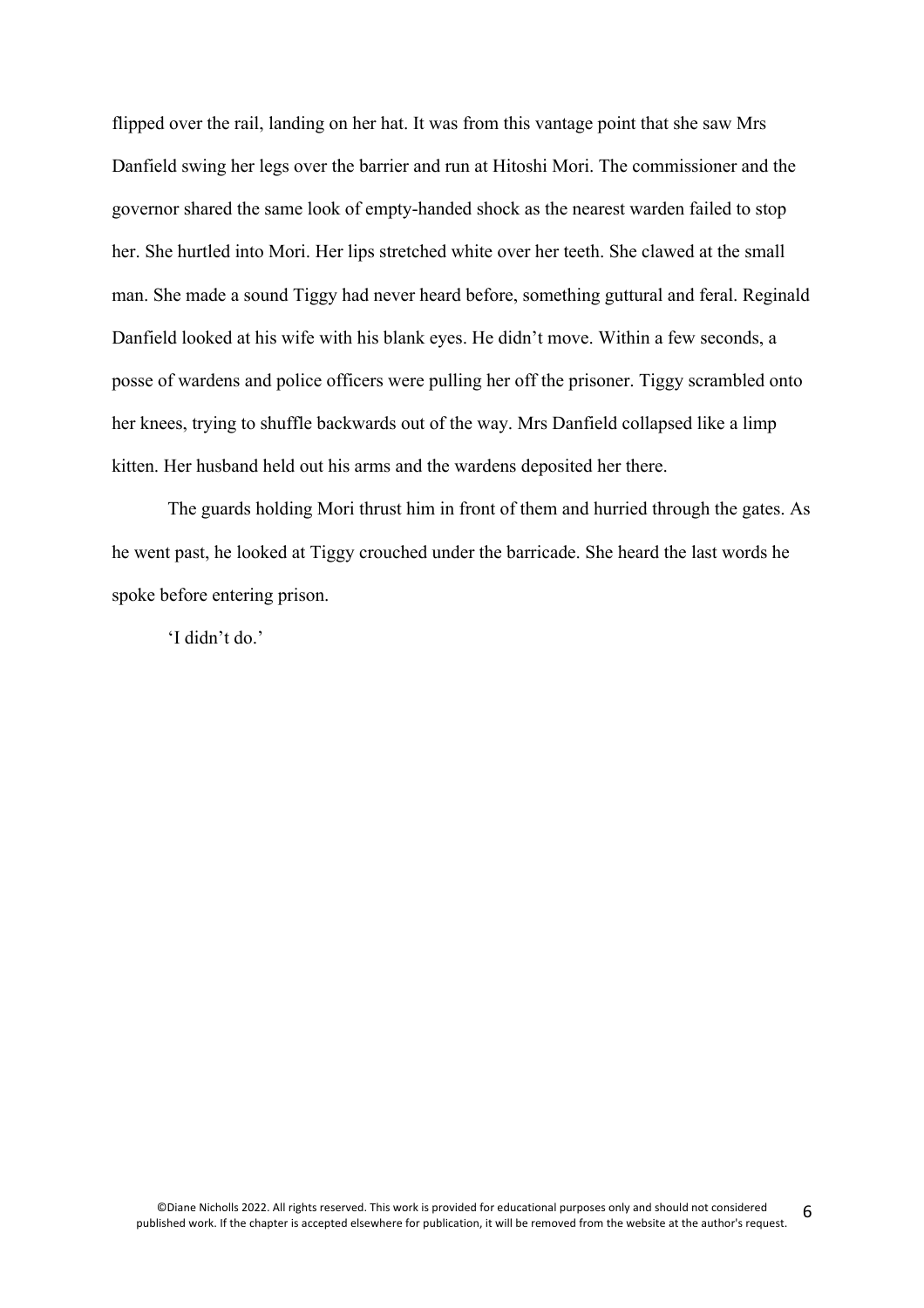flipped over the rail, landing on her hat. It was from this vantage point that she saw Mrs Danfield swing her legs over the barrier and run at Hitoshi Mori. The commissioner and the governor shared the same look of empty-handed shock as the nearest warden failed to stop her. She hurtled into Mori. Her lips stretched white over her teeth. She clawed at the small man. She made a sound Tiggy had never heard before, something guttural and feral. Reginald Danfield looked at his wife with his blank eyes. He didn't move. Within a few seconds, a posse of wardens and police officers were pulling her off the prisoner. Tiggy scrambled onto her knees, trying to shuffle backwards out of the way. Mrs Danfield collapsed like a limp kitten. Her husband held out his arms and the wardens deposited her there.

The guards holding Mori thrust him in front of them and hurried through the gates. As he went past, he looked at Tiggy crouched under the barricade. She heard the last words he spoke before entering prison.

'I didn't do.'